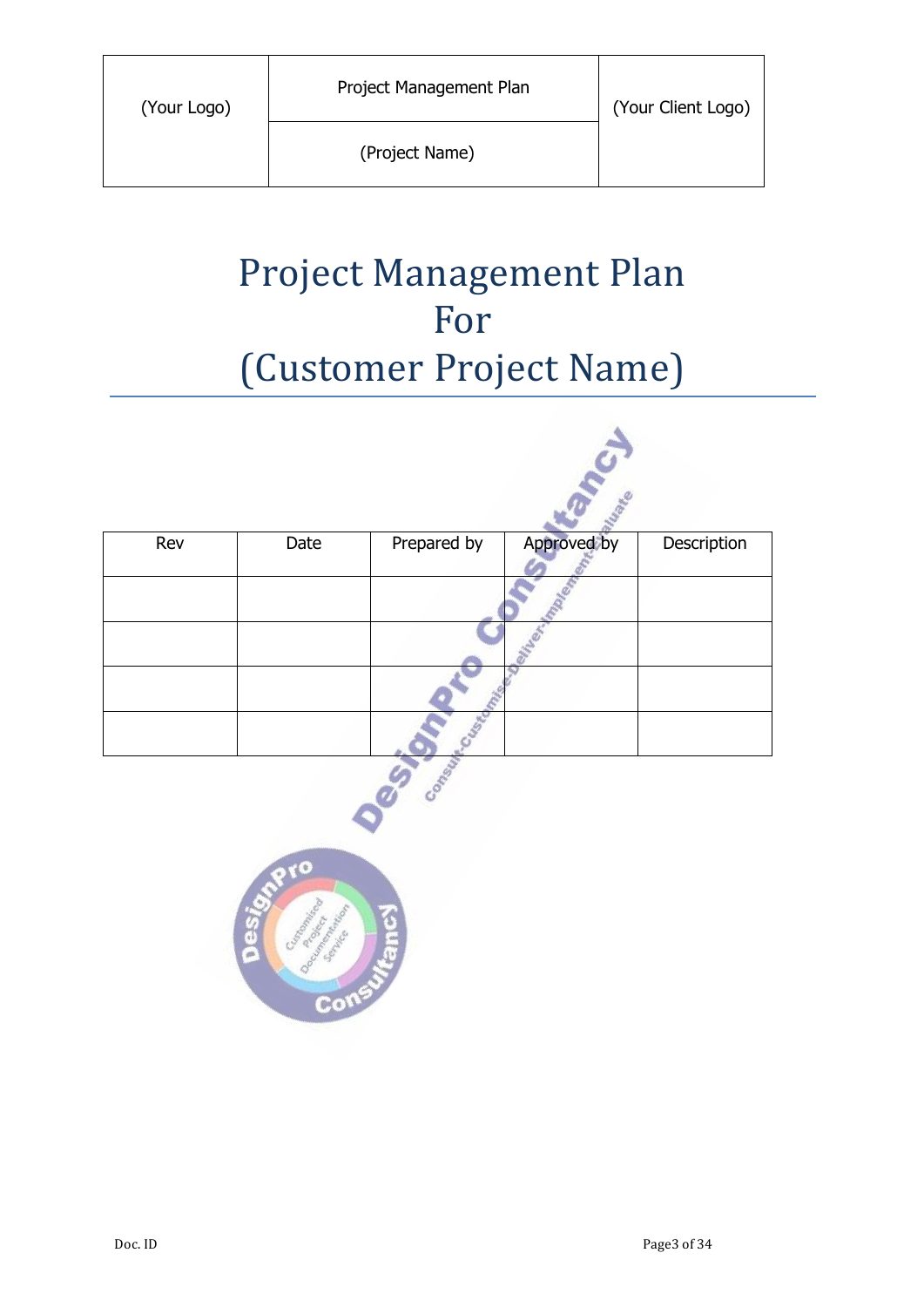| (Your Logo) | Project Management Plan | (Your Client Logo) |
|---|---|---|
| | (Project Name) | |

# Project Management Plan For (Customer Project Name)

| Rev | Date | Prepared by | Approved by | Description |
|---|---|---|---|---|
| | | | | |
| | | | | |
| | | | | |
| | | | | |

Doc. ID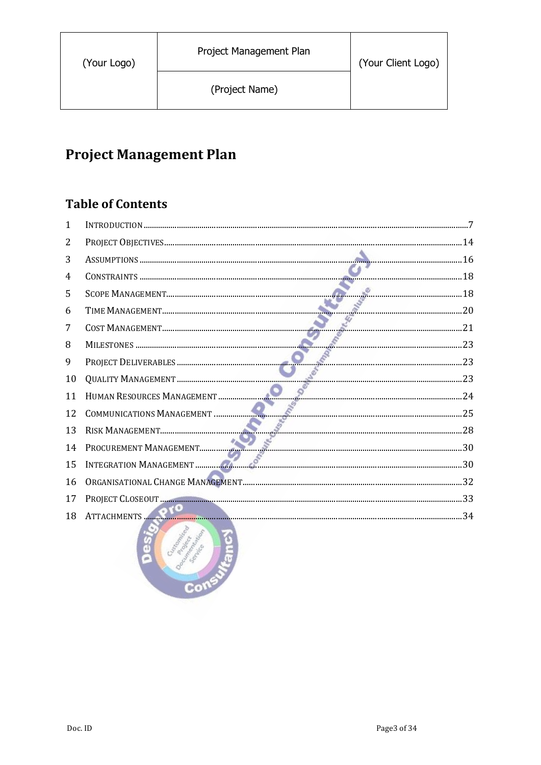| (Your Logo) | Project Management Plan | (Your Client Logo) |
| --- | --- | --- |
| | (Project Name) | |

# Project Management Plan

## Table of Contents

1 INTRODUCTION ....... 7
2 PROJECT OBJECTIVES ....... 14
3 ASSUMPTIONS ....... 16
4 CONSTRAINTS ....... 18
5 SCOPE MANAGEMENT ....... 18
6 TIME MANAGEMENT ....... 20
7 COST MANAGEMENT ....... 21
8 MILESTONES ....... 23
9 PROJECT DELIVERABLES ....... 23
10 QUALITY MANAGEMENT ....... 23
11 HUMAN RESOURCES MANAGEMENT ....... 24
12 COMMUNICATIONS MANAGEMENT ....... 25
13 RISK MANAGEMENT ....... 28
14 PROCUREMENT MANAGEMENT ....... 30
15 INTEGRATION MANAGEMENT ....... 30
16 ORGANISATIONAL CHANGE MANAGEMENT ....... 32
17 PROJECT CLOSEOUT ....... 33
18 ATTACHMENTS ....... 34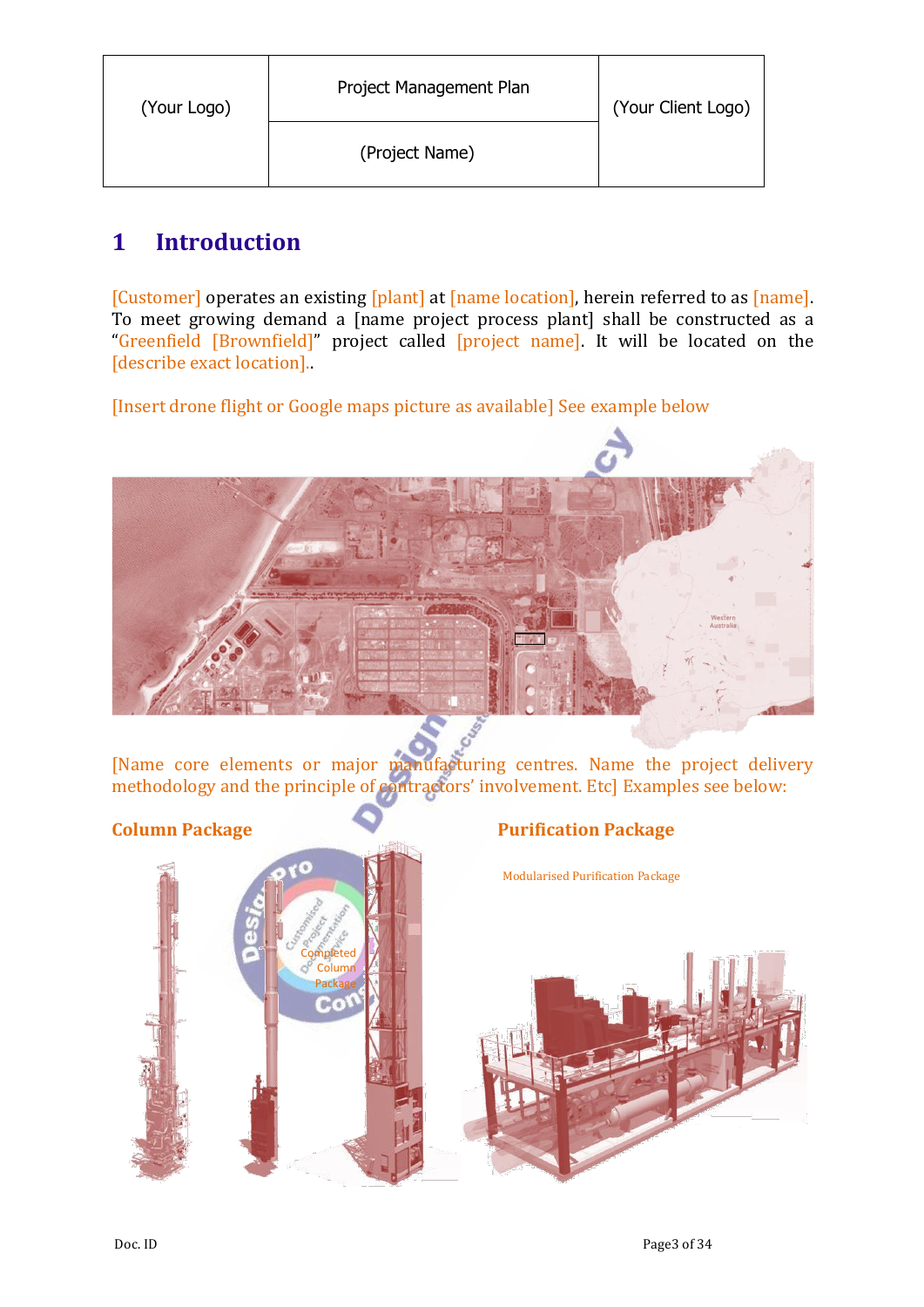| (Your Logo) | Project Management Plan | (Your Client Logo) |
| --- | --- | --- |
| | (Project Name) | |

# 1 Introduction

[Customer] operates an existing [plant] at [name location], herein referred to as [name]. To meet growing demand a [name project process plant] shall be constructed as a "Greenfield [Brownfield]" project called [project name]. It will be located on the [describe exact location]..

[Insert drone flight or Google maps picture as available] See example below

[Name core elements or major manufacturing centres. Name the project delivery methodology and the principle of contractors' involvement. Etc] Examples see below:

**Column Package**

Completed Column Package

**Purification Package**

Modularised Purification Package

Doc. ID